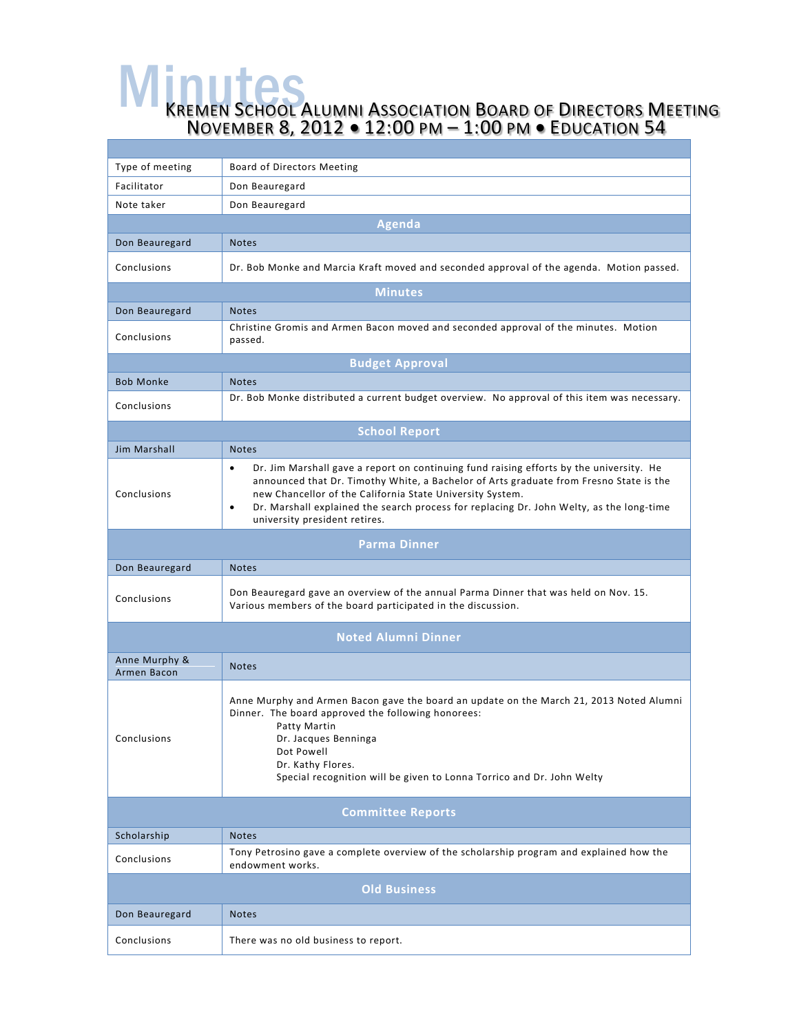# Minutes

## Kremen School Alumni Association Board of Directors Meeting

### November 8, 2012 • 12:00 PM – 1:00 PM • Education 54

| | |
|---|---|
| Type of meeting | Board of Directors Meeting |
| Facilitator | Don Beauregard |
| Note taker | Don Beauregard |

**Agenda**

| | |
|---|---|
| Don Beauregard | Notes |
| Conclusions | Dr. Bob Monke and Marcia Kraft moved and seconded approval of the agenda. Motion passed. |

**Minutes**

| | |
|---|---|
| Don Beauregard | Notes |
| Conclusions | Christine Gromis and Armen Bacon moved and seconded approval of the minutes. Motion passed. |

**Budget Approval**

| | |
|---|---|
| Bob Monke | Notes |
| Conclusions | Dr. Bob Monke distributed a current budget overview. No approval of this item was necessary. |

**School Report**

| | |
|---|---|
| Jim Marshall | Notes |
| Conclusions | • Dr. Jim Marshall gave a report on continuing fund raising efforts by the university. He announced that Dr. Timothy White, a Bachelor of Arts graduate from Fresno State is the new Chancellor of the California State University System.<br>• Dr. Marshall explained the search process for replacing Dr. John Welty, as the long-time university president retires. |

**Parma Dinner**

| | |
|---|---|
| Don Beauregard | Notes |
| Conclusions | Don Beauregard gave an overview of the annual Parma Dinner that was held on Nov. 15. Various members of the board participated in the discussion. |

**Noted Alumni Dinner**

| | |
|---|---|
| Anne Murphy & Armen Bacon | Notes |
| Conclusions | Anne Murphy and Armen Bacon gave the board an update on the March 21, 2013 Noted Alumni Dinner. The board approved the following honorees:<br>Patty Martin<br>Dr. Jacques Benninga<br>Dot Powell<br>Dr. Kathy Flores.<br>Special recognition will be given to Lonna Torrico and Dr. John Welty |

**Committee Reports**

| | |
|---|---|
| Scholarship | Notes |
| Conclusions | Tony Petrosino gave a complete overview of the scholarship program and explained how the endowment works. |

**Old Business**

| | |
|---|---|
| Don Beauregard | Notes |
| Conclusions | There was no old business to report. |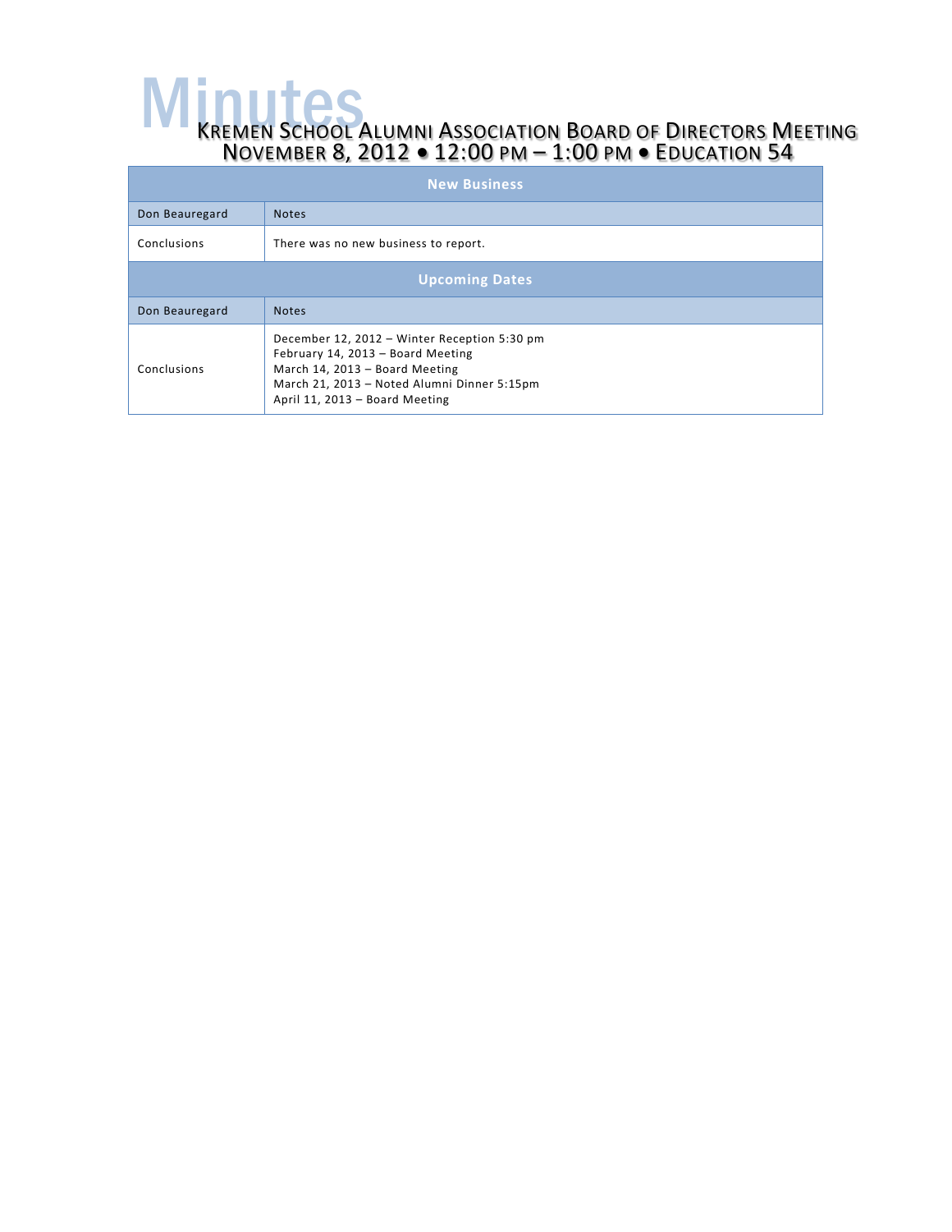# Minutes

## Kremen School Alumni Association Board of Directors Meeting

### November 8, 2012 • 12:00 PM – 1:00 PM • Education 54

| New Business | |
|---|---|
| Don Beauregard | Notes |
| Conclusions | There was no new business to report. |

| Upcoming Dates | |
|---|---|
| Don Beauregard | Notes |
| Conclusions | December 12, 2012 – Winter Reception 5:30 pm<br>February 14, 2013 – Board Meeting<br>March 14, 2013 – Board Meeting<br>March 21, 2013 – Noted Alumni Dinner 5:15pm<br>April 11, 2013 – Board Meeting |